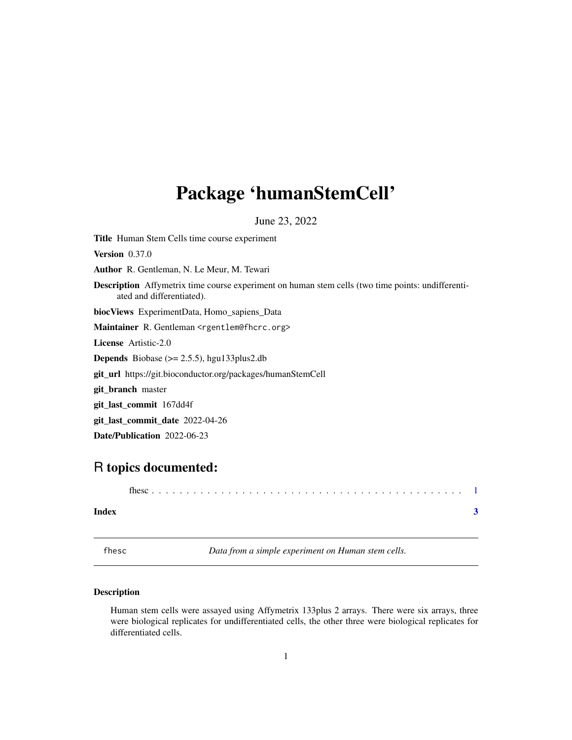# Package 'humanStemCell'

June 23, 2022

**Title** Human Stem Cells time course experiment

**Version** 0.37.0

**Author** R. Gentleman, N. Le Meur, M. Tewari

**Description** Affymetrix time course experiment on human stem cells (two time points: undifferentiated and differentiated).

**biocViews** ExperimentData, Homo_sapiens_Data

**Maintainer** R. Gentleman <rgentlem@fhcrc.org>

**License** Artistic-2.0

**Depends** Biobase (>= 2.5.5), hgu133plus2.db

**git_url** https://git.bioconductor.org/packages/humanStemCell

**git_branch** master

**git_last_commit** 167dd4f

**git_last_commit_date** 2022-04-26

**Date/Publication** 2022-06-23

## R topics documented:

fhesc . . . . . . . . . . . . . . . . . . . . . . . . . . . . . . . . . . . . . . . . . . . 1

**Index** **3**

---

`fhesc` *Data from a simple experiment on Human stem cells.*

---

### Description

Human stem cells were assayed using Affymetrix 133plus 2 arrays. There were six arrays, three were biological replicates for undifferentiated cells, the other three were biological replicates for differentiated cells.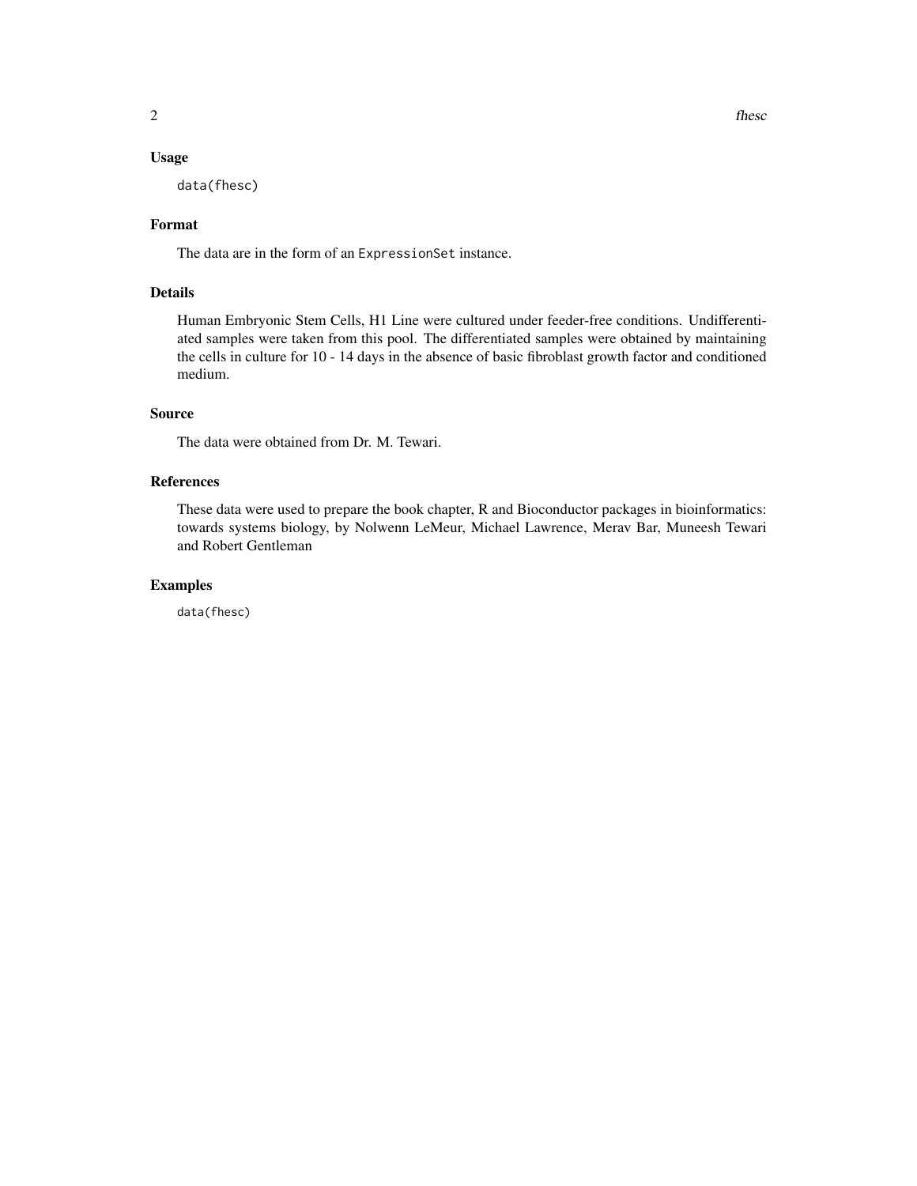## Usage

```
data(fhesc)
```

## Format

The data are in the form of an `ExpressionSet` instance.

## Details

Human Embryonic Stem Cells, H1 Line were cultured under feeder-free conditions. Undifferentiated samples were taken from this pool. The differentiated samples were obtained by maintaining the cells in culture for 10 - 14 days in the absence of basic fibroblast growth factor and conditioned medium.

## Source

The data were obtained from Dr. M. Tewari.

## References

These data were used to prepare the book chapter, R and Bioconductor packages in bioinformatics: towards systems biology, by Nolwenn LeMeur, Michael Lawrence, Merav Bar, Muneesh Tewari and Robert Gentleman

## Examples

```
data(fhesc)
```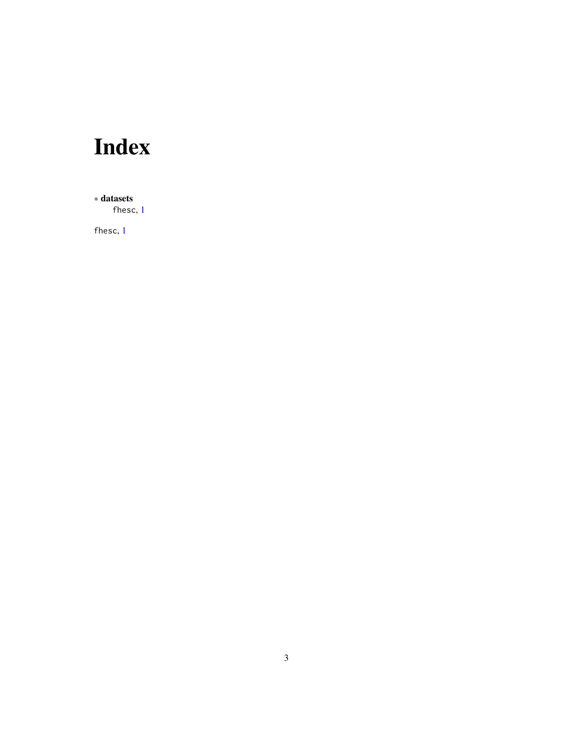# Index

∗ **datasets**
    fhesc, 1

fhesc, 1